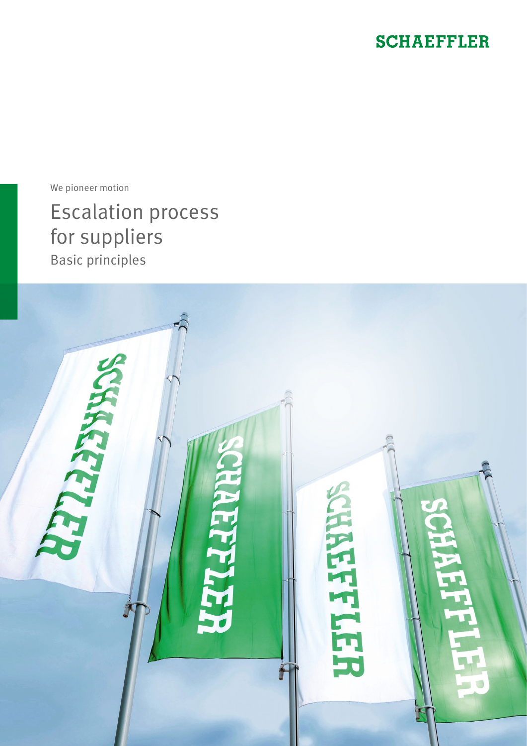SCHAEFFLER

We pioneer motion

# Escalation process for suppliers

## Basic principles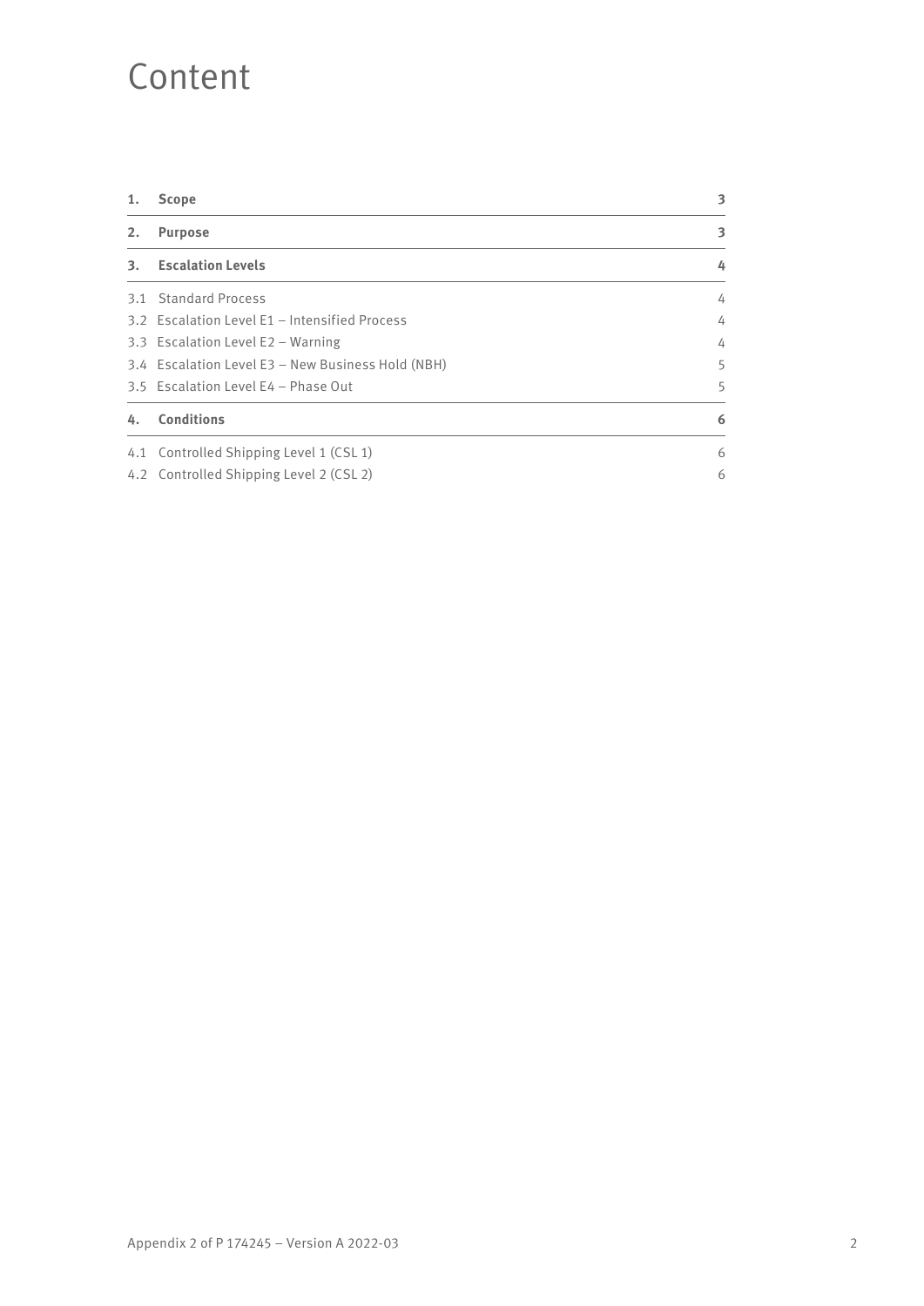# Content

| | | |
|---|---|---|
| **1.** | **Scope** | **3** |
| **2.** | **Purpose** | **3** |
| **3.** | **Escalation Levels** | **4** |
| 3.1 | Standard Process | 4 |
| 3.2 | Escalation Level E1 – Intensified Process | 4 |
| 3.3 | Escalation Level E2 – Warning | 4 |
| 3.4 | Escalation Level E3 – New Business Hold (NBH) | 5 |
| 3.5 | Escalation Level E4 – Phase Out | 5 |
| **4.** | **Conditions** | **6** |
| 4.1 | Controlled Shipping Level 1 (CSL 1) | 6 |
| 4.2 | Controlled Shipping Level 2 (CSL 2) | 6 |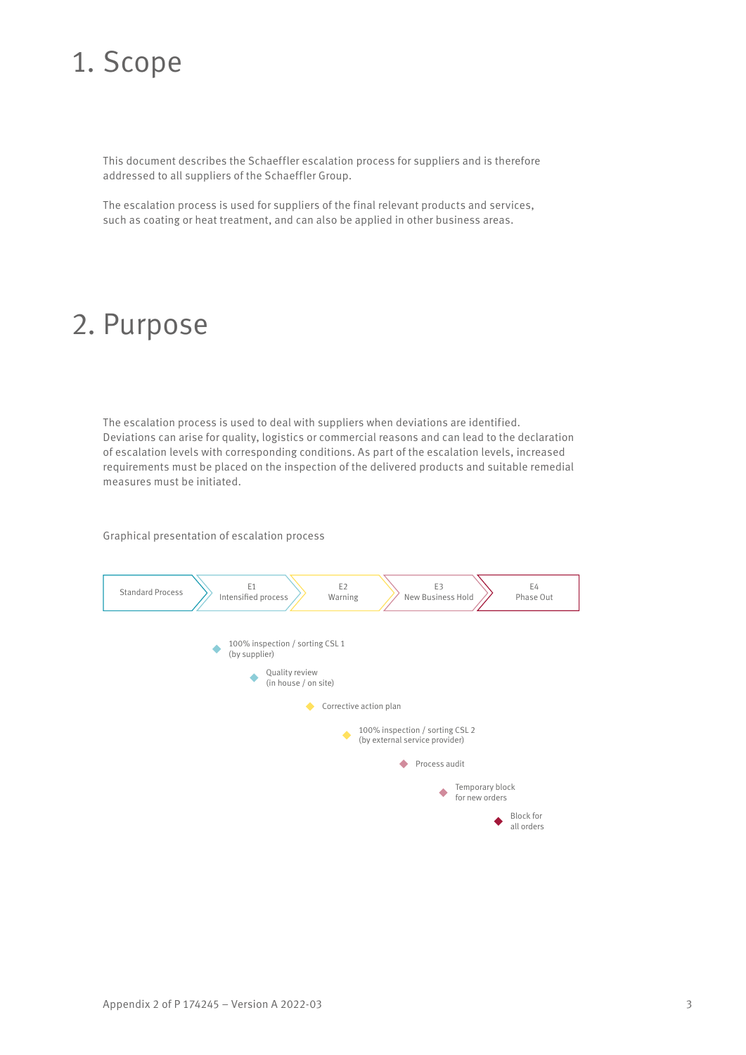# 1. Scope

This document describes the Schaeffler escalation process for suppliers and is therefore addressed to all suppliers of the Schaeffler Group.

The escalation process is used for suppliers of the final relevant products and services, such as coating or heat treatment, and can also be applied in other business areas.

# 2. Purpose

The escalation process is used to deal with suppliers when deviations are identified. Deviations can arise for quality, logistics or commercial reasons and can lead to the declaration of escalation levels with corresponding conditions. As part of the escalation levels, increased requirements must be placed on the inspection of the delivered products and suitable remedial measures must be initiated.

Graphical presentation of escalation process

Standard Process → E1 Intensified process → E2 Warning → E3 New Business Hold → E4 Phase Out

- 100% inspection / sorting CSL 1 (by supplier)
- Quality review (in house / on site)
- Corrective action plan
- 100% inspection / sorting CSL 2 (by external service provider)
- Process audit
- Temporary block for new orders
- Block for all orders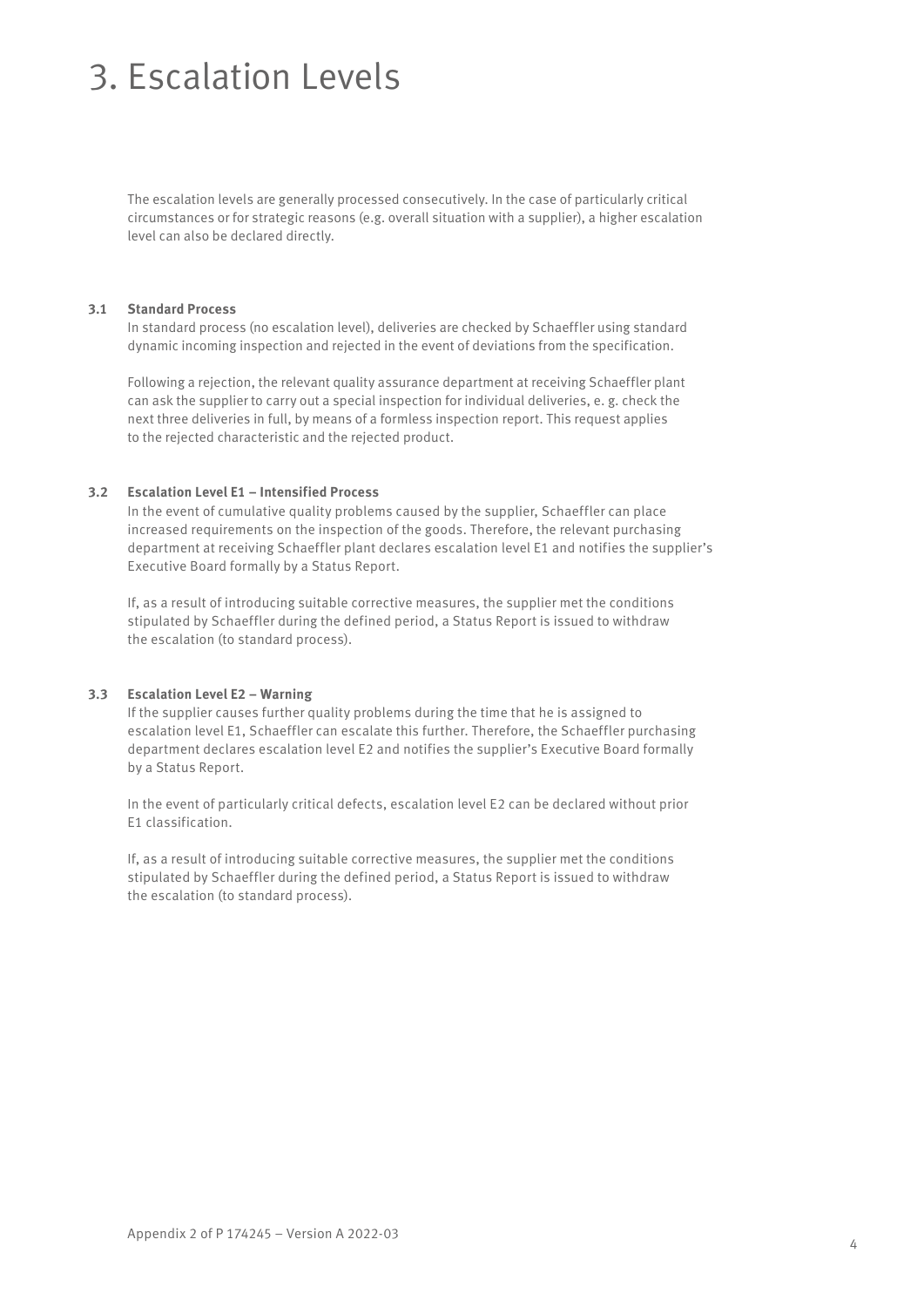# 3. Escalation Levels

The escalation levels are generally processed consecutively. In the case of particularly critical circumstances or for strategic reasons (e.g. overall situation with a supplier), a higher escalation level can also be declared directly.

### 3.1 Standard Process

In standard process (no escalation level), deliveries are checked by Schaeffler using standard dynamic incoming inspection and rejected in the event of deviations from the specification.

Following a rejection, the relevant quality assurance department at receiving Schaeffler plant can ask the supplier to carry out a special inspection for individual deliveries, e. g. check the next three deliveries in full, by means of a formless inspection report. This request applies to the rejected characteristic and the rejected product.

### 3.2 Escalation Level E1 – Intensified Process

In the event of cumulative quality problems caused by the supplier, Schaeffler can place increased requirements on the inspection of the goods. Therefore, the relevant purchasing department at receiving Schaeffler plant declares escalation level E1 and notifies the supplier's Executive Board formally by a Status Report.

If, as a result of introducing suitable corrective measures, the supplier met the conditions stipulated by Schaeffler during the defined period, a Status Report is issued to withdraw the escalation (to standard process).

### 3.3 Escalation Level E2 – Warning

If the supplier causes further quality problems during the time that he is assigned to escalation level E1, Schaeffler can escalate this further. Therefore, the Schaeffler purchasing department declares escalation level E2 and notifies the supplier's Executive Board formally by a Status Report.

In the event of particularly critical defects, escalation level E2 can be declared without prior E1 classification.

If, as a result of introducing suitable corrective measures, the supplier met the conditions stipulated by Schaeffler during the defined period, a Status Report is issued to withdraw the escalation (to standard process).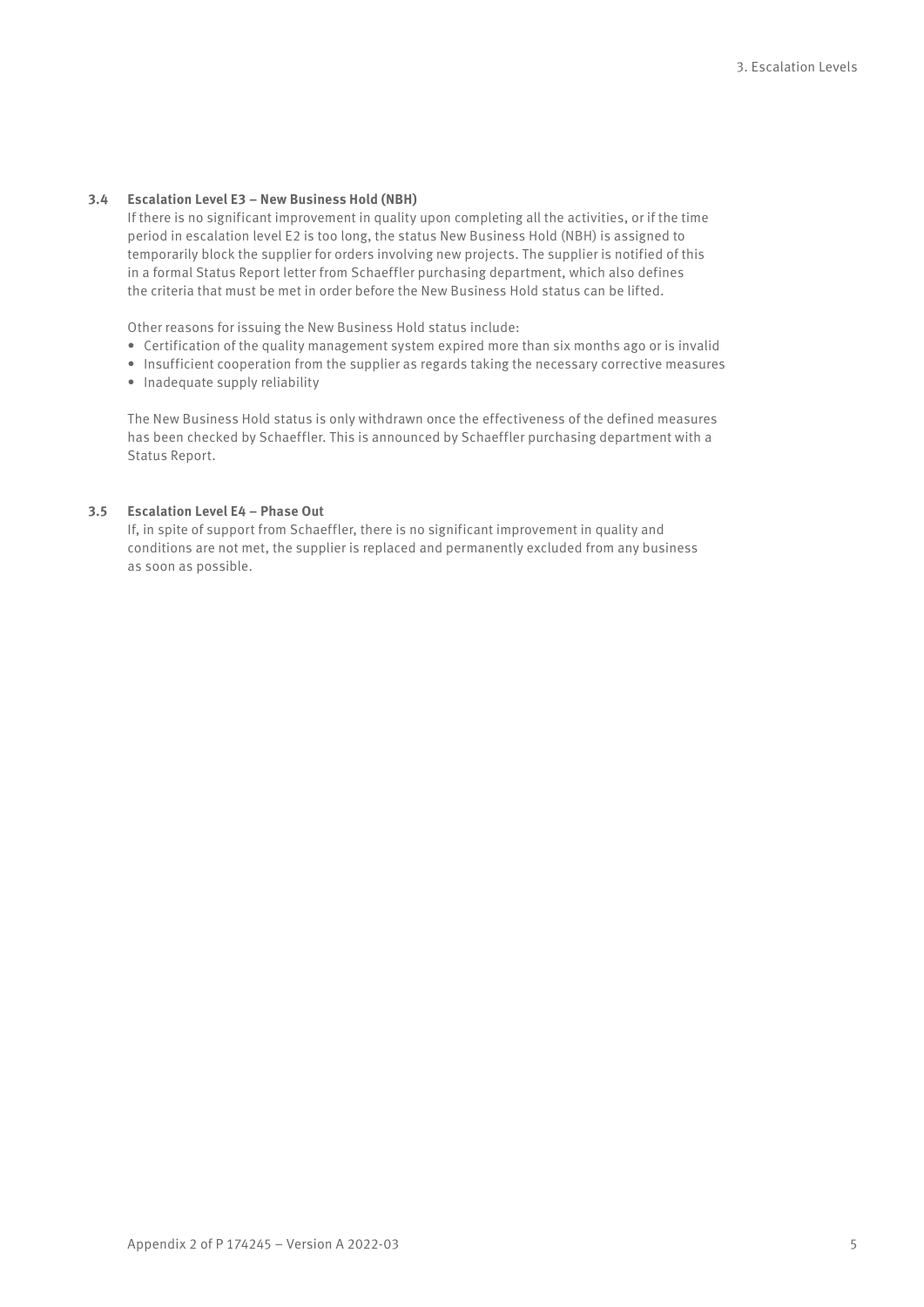### 3.4 Escalation Level E3 – New Business Hold (NBH)

If there is no significant improvement in quality upon completing all the activities, or if the time period in escalation level E2 is too long, the status New Business Hold (NBH) is assigned to temporarily block the supplier for orders involving new projects. The supplier is notified of this in a formal Status Report letter from Schaeffler purchasing department, which also defines the criteria that must be met in order before the New Business Hold status can be lifted.

Other reasons for issuing the New Business Hold status include:

- Certification of the quality management system expired more than six months ago or is invalid
- Insufficient cooperation from the supplier as regards taking the necessary corrective measures
- Inadequate supply reliability

The New Business Hold status is only withdrawn once the effectiveness of the defined measures has been checked by Schaeffler. This is announced by Schaeffler purchasing department with a Status Report.

### 3.5 Escalation Level E4 – Phase Out

If, in spite of support from Schaeffler, there is no significant improvement in quality and conditions are not met, the supplier is replaced and permanently excluded from any business as soon as possible.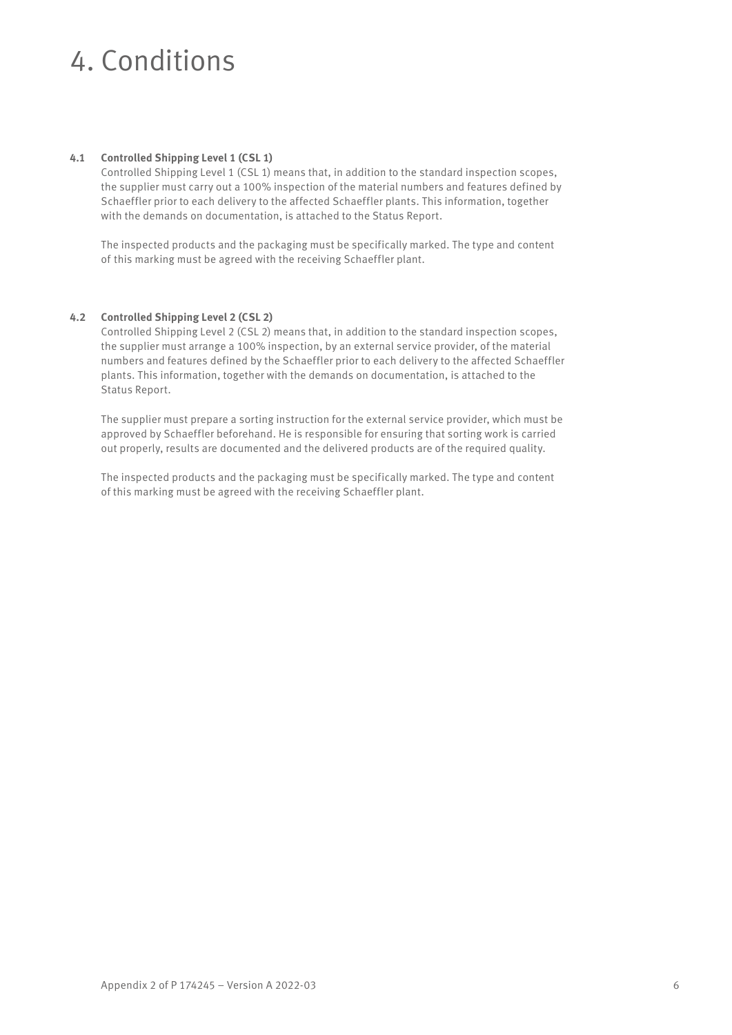# 4. Conditions

### 4.1 Controlled Shipping Level 1 (CSL 1)

Controlled Shipping Level 1 (CSL 1) means that, in addition to the standard inspection scopes, the supplier must carry out a 100% inspection of the material numbers and features defined by Schaeffler prior to each delivery to the affected Schaeffler plants. This information, together with the demands on documentation, is attached to the Status Report.

The inspected products and the packaging must be specifically marked. The type and content of this marking must be agreed with the receiving Schaeffler plant.

### 4.2 Controlled Shipping Level 2 (CSL 2)

Controlled Shipping Level 2 (CSL 2) means that, in addition to the standard inspection scopes, the supplier must arrange a 100% inspection, by an external service provider, of the material numbers and features defined by the Schaeffler prior to each delivery to the affected Schaeffler plants. This information, together with the demands on documentation, is attached to the Status Report.

The supplier must prepare a sorting instruction for the external service provider, which must be approved by Schaeffler beforehand. He is responsible for ensuring that sorting work is carried out properly, results are documented and the delivered products are of the required quality.

The inspected products and the packaging must be specifically marked. The type and content of this marking must be agreed with the receiving Schaeffler plant.